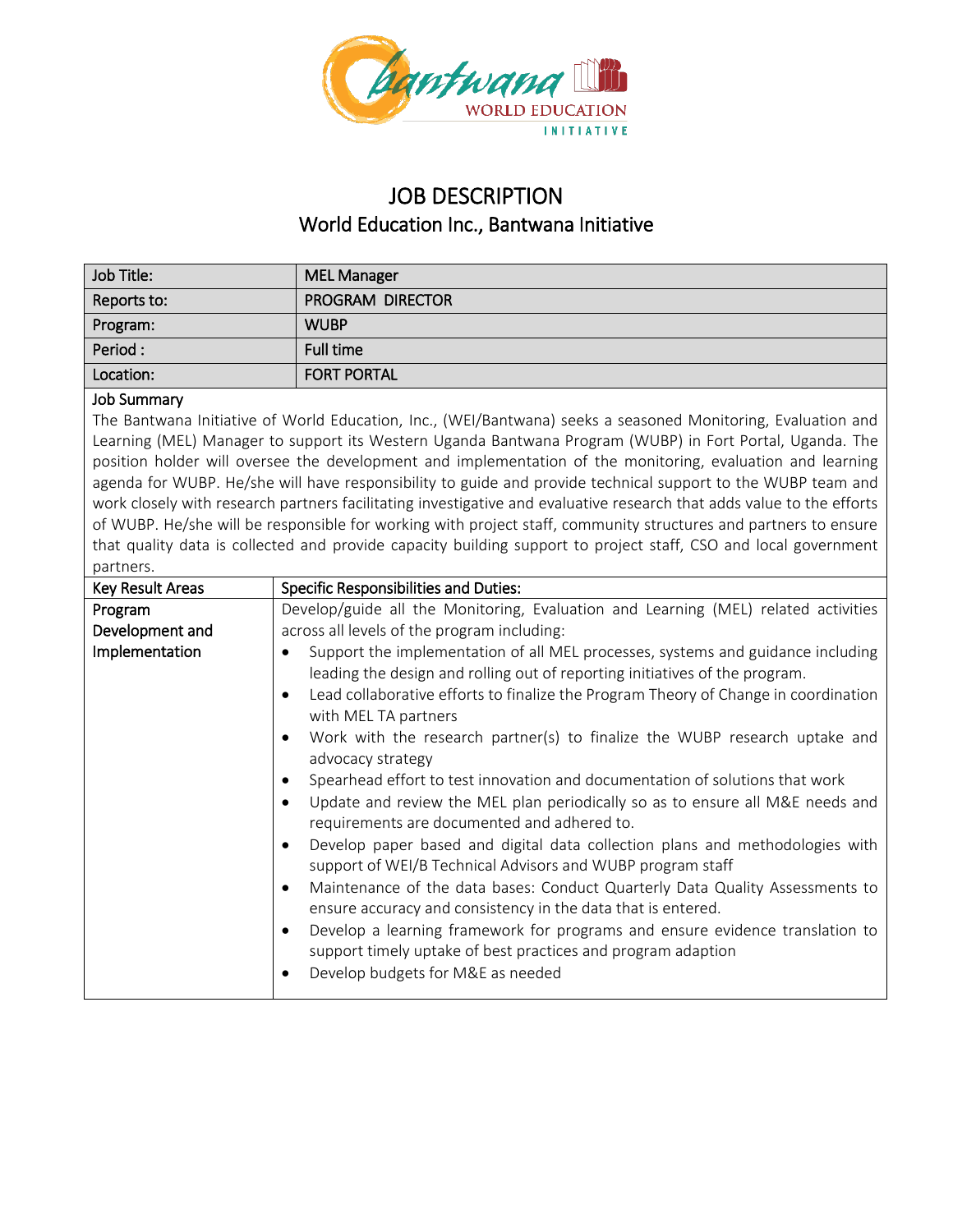# JOB DESCRIPTION

## World Education Inc., Bantwana Initiative

| Job Title: | MEL Manager |
|---|---|
| Reports to: | PROGRAM DIRECTOR |
| Program: | WUBP |
| Period : | Full time |
| Location: | FORT PORTAL |

**Job Summary**

The Bantwana Initiative of World Education, Inc., (WEI/Bantwana) seeks a seasoned Monitoring, Evaluation and Learning (MEL) Manager to support its Western Uganda Bantwana Program (WUBP) in Fort Portal, Uganda. The position holder will oversee the development and implementation of the monitoring, evaluation and learning agenda for WUBP. He/she will have responsibility to guide and provide technical support to the WUBP team and work closely with research partners facilitating investigative and evaluative research that adds value to the efforts of WUBP. He/she will be responsible for working with project staff, community structures and partners to ensure that quality data is collected and provide capacity building support to project staff, CSO and local government partners.

| Key Result Areas | Specific Responsibilities and Duties: |
|---|---|
| Program Development and Implementation | Develop/guide all the Monitoring, Evaluation and Learning (MEL) related activities across all levels of the program including:<br>• Support the implementation of all MEL processes, systems and guidance including leading the design and rolling out of reporting initiatives of the program.<br>• Lead collaborative efforts to finalize the Program Theory of Change in coordination with MEL TA partners<br>• Work with the research partner(s) to finalize the WUBP research uptake and advocacy strategy<br>• Spearhead effort to test innovation and documentation of solutions that work<br>• Update and review the MEL plan periodically so as to ensure all M&E needs and requirements are documented and adhered to.<br>• Develop paper based and digital data collection plans and methodologies with support of WEI/B Technical Advisors and WUBP program staff<br>• Maintenance of the data bases: Conduct Quarterly Data Quality Assessments to ensure accuracy and consistency in the data that is entered.<br>• Develop a learning framework for programs and ensure evidence translation to support timely uptake of best practices and program adaption<br>• Develop budgets for M&E as needed |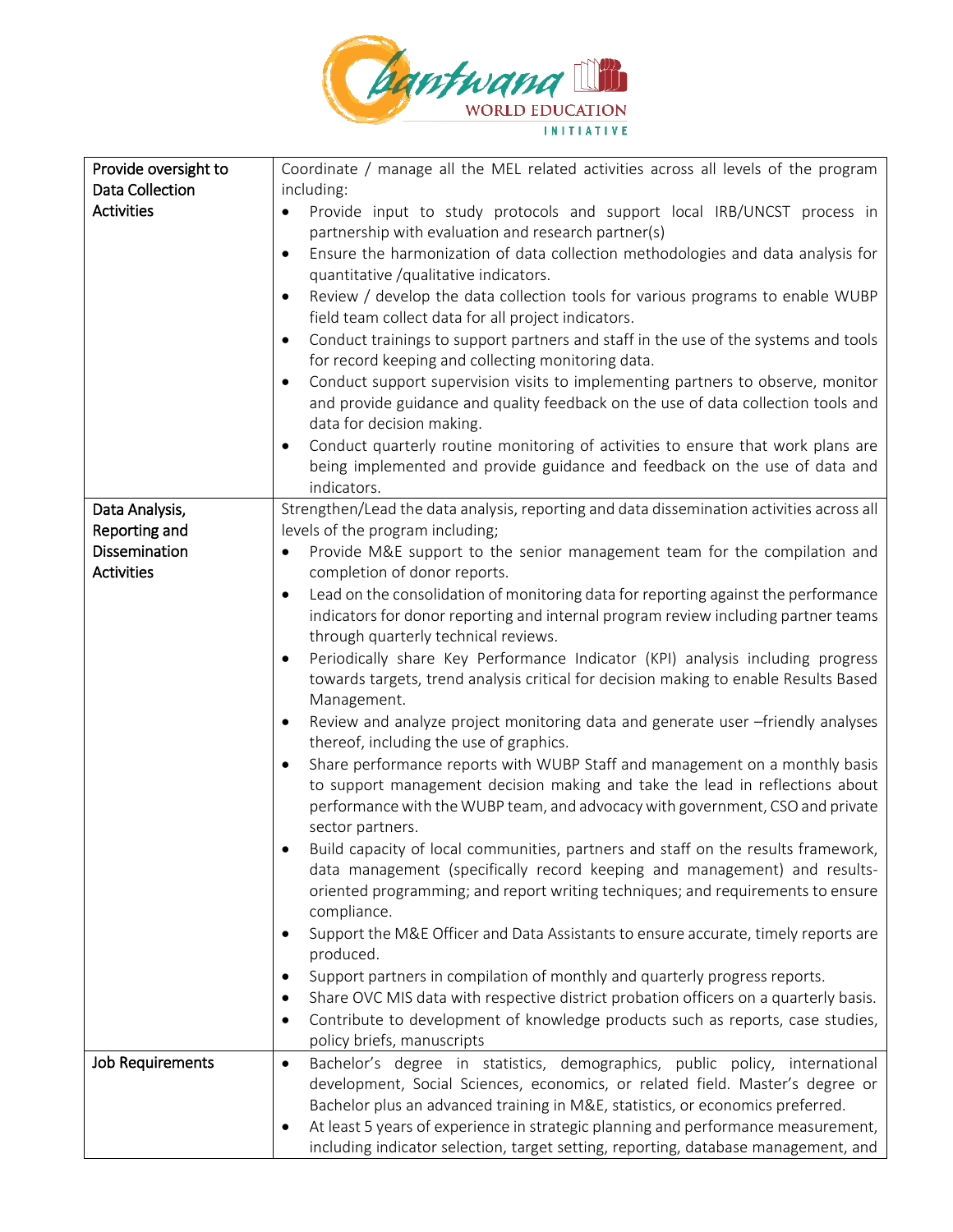| | |
|---|---|
| **Provide oversight to Data Collection Activities** | Coordinate / manage all the MEL related activities across all levels of the program including:<br>• Provide input to study protocols and support local IRB/UNCST process in partnership with evaluation and research partner(s)<br>• Ensure the harmonization of data collection methodologies and data analysis for quantitative /qualitative indicators.<br>• Review / develop the data collection tools for various programs to enable WUBP field team collect data for all project indicators.<br>• Conduct trainings to support partners and staff in the use of the systems and tools for record keeping and collecting monitoring data.<br>• Conduct support supervision visits to implementing partners to observe, monitor and provide guidance and quality feedback on the use of data collection tools and data for decision making.<br>• Conduct quarterly routine monitoring of activities to ensure that work plans are being implemented and provide guidance and feedback on the use of data and indicators. |
| **Data Analysis, Reporting and Dissemination Activities** | Strengthen/Lead the data analysis, reporting and data dissemination activities across all levels of the program including;<br>• Provide M&E support to the senior management team for the compilation and completion of donor reports.<br>• Lead on the consolidation of monitoring data for reporting against the performance indicators for donor reporting and internal program review including partner teams through quarterly technical reviews.<br>• Periodically share Key Performance Indicator (KPI) analysis including progress towards targets, trend analysis critical for decision making to enable Results Based Management.<br>• Review and analyze project monitoring data and generate user –friendly analyses thereof, including the use of graphics.<br>• Share performance reports with WUBP Staff and management on a monthly basis to support management decision making and take the lead in reflections about performance with the WUBP team, and advocacy with government, CSO and private sector partners.<br>• Build capacity of local communities, partners and staff on the results framework, data management (specifically record keeping and management) and results-oriented programming; and report writing techniques; and requirements to ensure compliance.<br>• Support the M&E Officer and Data Assistants to ensure accurate, timely reports are produced.<br>• Support partners in compilation of monthly and quarterly progress reports.<br>• Share OVC MIS data with respective district probation officers on a quarterly basis.<br>• Contribute to development of knowledge products such as reports, case studies, policy briefs, manuscripts |
| **Job Requirements** | • Bachelor's degree in statistics, demographics, public policy, international development, Social Sciences, economics, or related field. Master's degree or Bachelor plus an advanced training in M&E, statistics, or economics preferred.<br>• At least 5 years of experience in strategic planning and performance measurement, including indicator selection, target setting, reporting, database management, and |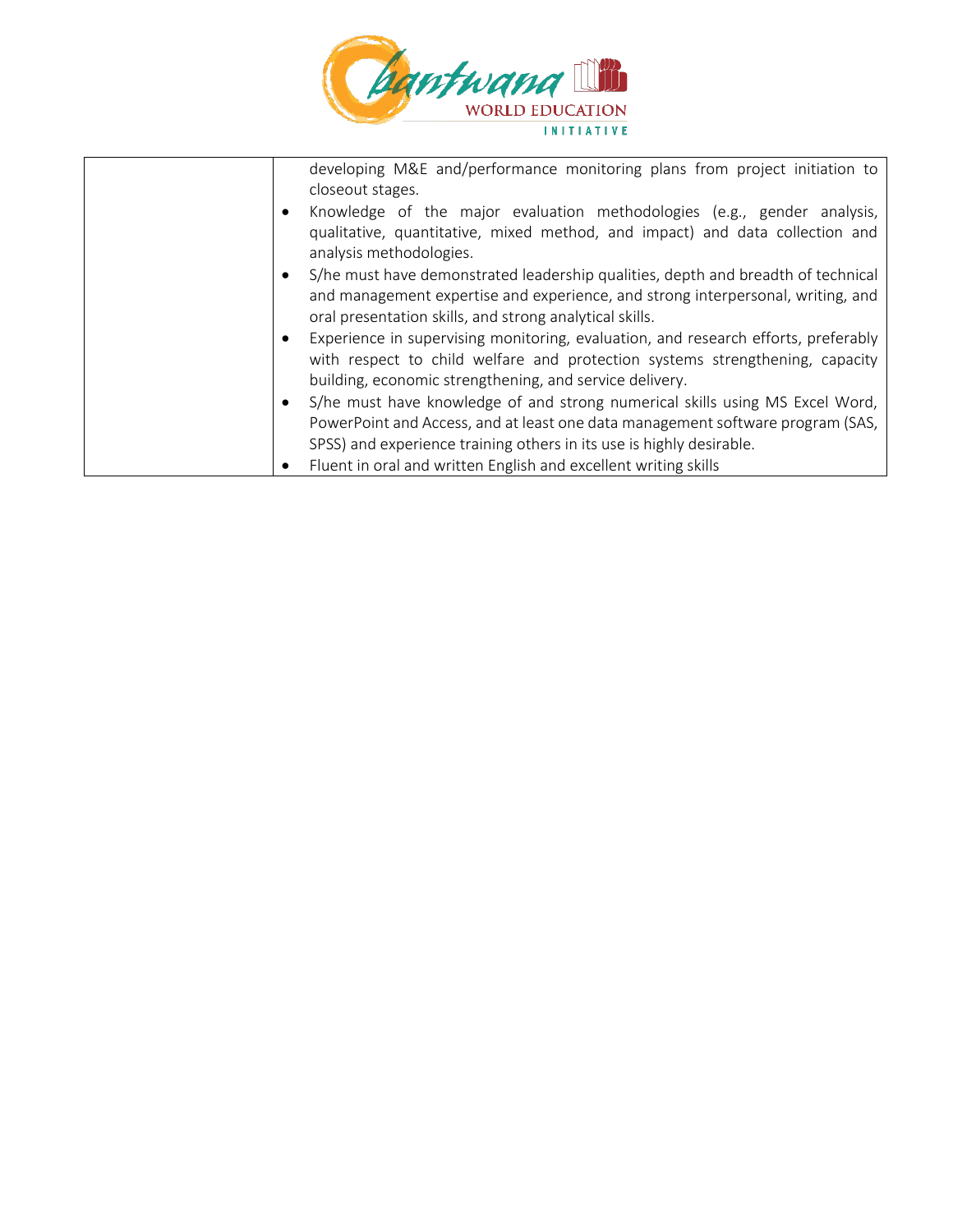| | |
|---|---|
| | developing M&E and/performance monitoring plans from project initiation to closeout stages.<br>• Knowledge of the major evaluation methodologies (e.g., gender analysis, qualitative, quantitative, mixed method, and impact) and data collection and analysis methodologies.<br>• S/he must have demonstrated leadership qualities, depth and breadth of technical and management expertise and experience, and strong interpersonal, writing, and oral presentation skills, and strong analytical skills.<br>• Experience in supervising monitoring, evaluation, and research efforts, preferably with respect to child welfare and protection systems strengthening, capacity building, economic strengthening, and service delivery.<br>• S/he must have knowledge of and strong numerical skills using MS Excel Word, PowerPoint and Access, and at least one data management software program (SAS, SPSS) and experience training others in its use is highly desirable.<br>• Fluent in oral and written English and excellent writing skills |